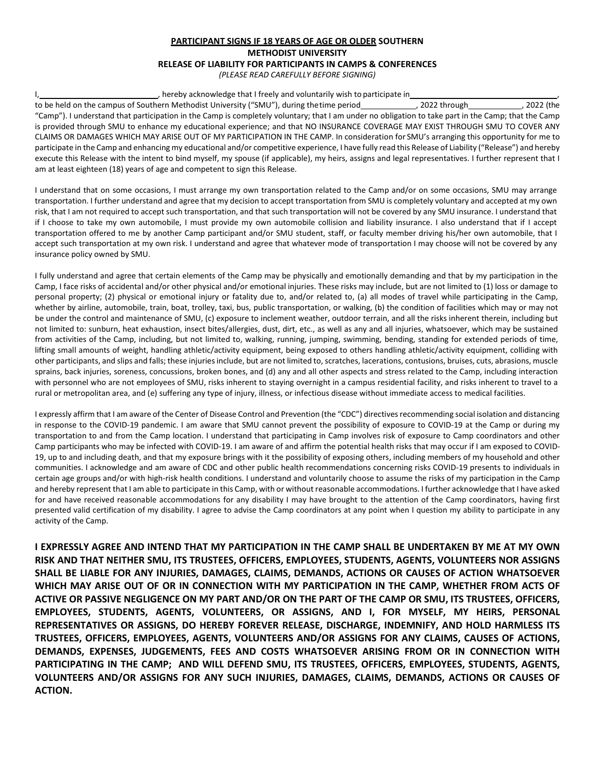**<u>PARTICIPANT SIGNS IF 18 YEARS OF AGE OR OLDER</u> SOUTHERN METHODIST UNIVERSITY**
**RELEASE OF LIABILITY FOR PARTICIPANTS IN CAMPS & CONFERENCES**
*(PLEASE READ CAREFULLY BEFORE SIGNING)*

I,\_\_\_\_\_\_\_\_\_\_\_\_\_\_\_\_\_\_\_\_\_\_\_\_\_\_, hereby acknowledge that I freely and voluntarily wish to participate in\_\_\_\_\_\_\_\_\_\_\_\_\_\_\_\_\_\_\_\_\_\_\_\_\_\_\_\_\_\_\_\_\_\_, to be held on the campus of Southern Methodist University ("SMU"), during the time period\_\_\_\_\_\_\_\_\_\_\_\_, 2022 through\_\_\_\_\_\_\_\_\_\_\_\_, 2022 (the "Camp"). I understand that participation in the Camp is completely voluntary; that I am under no obligation to take part in the Camp; that the Camp is provided through SMU to enhance my educational experience; and that NO INSURANCE COVERAGE MAY EXIST THROUGH SMU TO COVER ANY CLAIMS OR DAMAGES WHICH MAY ARISE OUT OF MY PARTICIPATION IN THE CAMP. In consideration for SMU's arranging this opportunity for me to participate in the Camp and enhancing my educational and/or competitive experience, I have fully read this Release of Liability ("Release") and hereby execute this Release with the intent to bind myself, my spouse (if applicable), my heirs, assigns and legal representatives. I further represent that I am at least eighteen (18) years of age and competent to sign this Release.

I understand that on some occasions, I must arrange my own transportation related to the Camp and/or on some occasions, SMU may arrange transportation. I further understand and agree that my decision to accept transportation from SMU is completely voluntary and accepted at my own risk, that I am not required to accept such transportation, and that such transportation will not be covered by any SMU insurance. I understand that if I choose to take my own automobile, I must provide my own automobile collision and liability insurance. I also understand that if I accept transportation offered to me by another Camp participant and/or SMU student, staff, or faculty member driving his/her own automobile, that I accept such transportation at my own risk. I understand and agree that whatever mode of transportation I may choose will not be covered by any insurance policy owned by SMU.

I fully understand and agree that certain elements of the Camp may be physically and emotionally demanding and that by my participation in the Camp, I face risks of accidental and/or other physical and/or emotional injuries. These risks may include, but are not limited to (1) loss or damage to personal property; (2) physical or emotional injury or fatality due to, and/or related to, (a) all modes of travel while participating in the Camp, whether by airline, automobile, train, boat, trolley, taxi, bus, public transportation, or walking, (b) the condition of facilities which may or may not be under the control and maintenance of SMU, (c) exposure to inclement weather, outdoor terrain, and all the risks inherent therein, including but not limited to: sunburn, heat exhaustion, insect bites/allergies, dust, dirt, etc., as well as any and all injuries, whatsoever, which may be sustained from activities of the Camp, including, but not limited to, walking, running, jumping, swimming, bending, standing for extended periods of time, lifting small amounts of weight, handling athletic/activity equipment, being exposed to others handling athletic/activity equipment, colliding with other participants, and slips and falls; these injuries include, but are not limited to, scratches, lacerations, contusions, bruises, cuts, abrasions, muscle sprains, back injuries, soreness, concussions, broken bones, and (d) any and all other aspects and stress related to the Camp, including interaction with personnel who are not employees of SMU, risks inherent to staying overnight in a campus residential facility, and risks inherent to travel to a rural or metropolitan area, and (e) suffering any type of injury, illness, or infectious disease without immediate access to medical facilities.

I expressly affirm that I am aware of the Center of Disease Control and Prevention (the "CDC") directives recommending social isolation and distancing in response to the COVID-19 pandemic. I am aware that SMU cannot prevent the possibility of exposure to COVID-19 at the Camp or during my transportation to and from the Camp location. I understand that participating in Camp involves risk of exposure to Camp coordinators and other Camp participants who may be infected with COVID-19. I am aware of and affirm the potential health risks that may occur if I am exposed to COVID-19, up to and including death, and that my exposure brings with it the possibility of exposing others, including members of my household and other communities. I acknowledge and am aware of CDC and other public health recommendations concerning risks COVID-19 presents to individuals in certain age groups and/or with high-risk health conditions. I understand and voluntarily choose to assume the risks of my participation in the Camp and hereby represent that I am able to participate in this Camp, with or without reasonable accommodations. I further acknowledge that I have asked for and have received reasonable accommodations for any disability I may have brought to the attention of the Camp coordinators, having first presented valid certification of my disability. I agree to advise the Camp coordinators at any point when I question my ability to participate in any activity of the Camp.

**I EXPRESSLY AGREE AND INTEND THAT MY PARTICIPATION IN THE CAMP SHALL BE UNDERTAKEN BY ME AT MY OWN RISK AND THAT NEITHER SMU, ITS TRUSTEES, OFFICERS, EMPLOYEES, STUDENTS, AGENTS, VOLUNTEERS NOR ASSIGNS SHALL BE LIABLE FOR ANY INJURIES, DAMAGES, CLAIMS, DEMANDS, ACTIONS OR CAUSES OF ACTION WHATSOEVER WHICH MAY ARISE OUT OF OR IN CONNECTION WITH MY PARTICIPATION IN THE CAMP, WHETHER FROM ACTS OF ACTIVE OR PASSIVE NEGLIGENCE ON MY PART AND/OR ON THE PART OF THE CAMP OR SMU, ITS TRUSTEES, OFFICERS, EMPLOYEES, STUDENTS, AGENTS, VOLUNTEERS, OR ASSIGNS, AND I, FOR MYSELF, MY HEIRS, PERSONAL REPRESENTATIVES OR ASSIGNS, DO HEREBY FOREVER RELEASE, DISCHARGE, INDEMNIFY, AND HOLD HARMLESS ITS TRUSTEES, OFFICERS, EMPLOYEES, AGENTS, VOLUNTEERS AND/OR ASSIGNS FOR ANY CLAIMS, CAUSES OF ACTIONS, DEMANDS, EXPENSES, JUDGEMENTS, FEES AND COSTS WHATSOEVER ARISING FROM OR IN CONNECTION WITH PARTICIPATING IN THE CAMP; AND WILL DEFEND SMU, ITS TRUSTEES, OFFICERS, EMPLOYEES, STUDENTS, AGENTS, VOLUNTEERS AND/OR ASSIGNS FOR ANY SUCH INJURIES, DAMAGES, CLAIMS, DEMANDS, ACTIONS OR CAUSES OF ACTION.**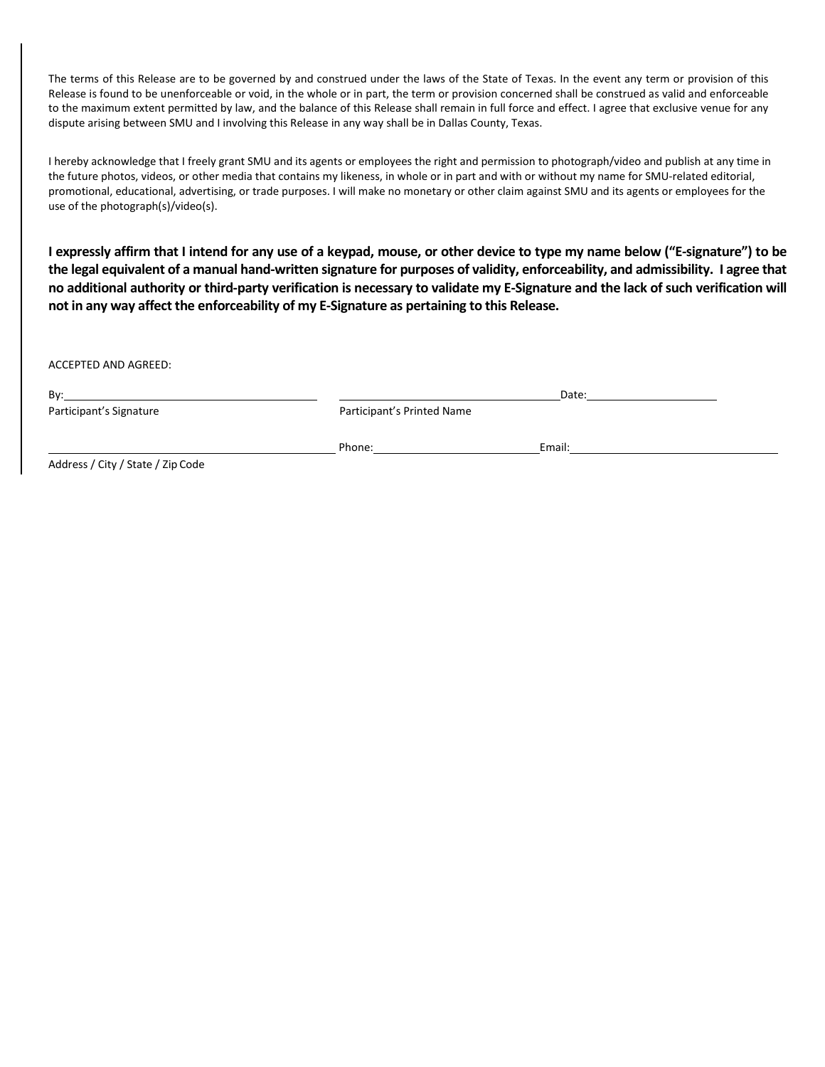The terms of this Release are to be governed by and construed under the laws of the State of Texas. In the event any term or provision of this Release is found to be unenforceable or void, in the whole or in part, the term or provision concerned shall be construed as valid and enforceable to the maximum extent permitted by law, and the balance of this Release shall remain in full force and effect. I agree that exclusive venue for any dispute arising between SMU and I involving this Release in any way shall be in Dallas County, Texas.

I hereby acknowledge that I freely grant SMU and its agents or employees the right and permission to photograph/video and publish at any time in the future photos, videos, or other media that contains my likeness, in whole or in part and with or without my name for SMU-related editorial, promotional, educational, advertising, or trade purposes. I will make no monetary or other claim against SMU and its agents or employees for the use of the photograph(s)/video(s).

**I expressly affirm that I intend for any use of a keypad, mouse, or other device to type my name below ("E-signature") to be the legal equivalent of a manual hand-written signature for purposes of validity, enforceability, and admissibility. I agree that no additional authority or third-party verification is necessary to validate my E-Signature and the lack of such verification will not in any way affect the enforceability of my E-Signature as pertaining to this Release.**

ACCEPTED AND AGREED:

By:\_\_\_\_\_\_\_\_\_\_\_\_\_\_\_\_\_\_\_\_\_\_\_\_\_\_\_\_\_\_\_\_\_\_\_\_\_\_\_\_ \_\_\_\_\_\_\_\_\_\_\_\_\_\_\_\_\_\_\_\_\_\_\_\_\_\_\_\_\_\_\_\_\_\_\_\_Date:\_\_\_\_\_\_\_\_\_\_\_\_\_\_\_\_\_\_\_\_\_\_

Participant's Signature Participant's Printed Name

\_\_\_\_\_\_\_\_\_\_\_\_\_\_\_\_\_\_\_\_\_\_\_\_\_\_\_\_\_\_\_\_\_\_\_\_\_\_\_\_\_\_\_\_ Phone:\_\_\_\_\_\_\_\_\_\_\_\_\_\_\_\_\_\_\_\_\_\_\_\_\_\_\_\_Email:\_\_\_\_\_\_\_\_\_\_\_\_\_\_\_\_\_\_\_\_\_\_\_\_\_\_\_\_\_\_\_\_\_\_\_\_\_\_

Address / City / State / Zip Code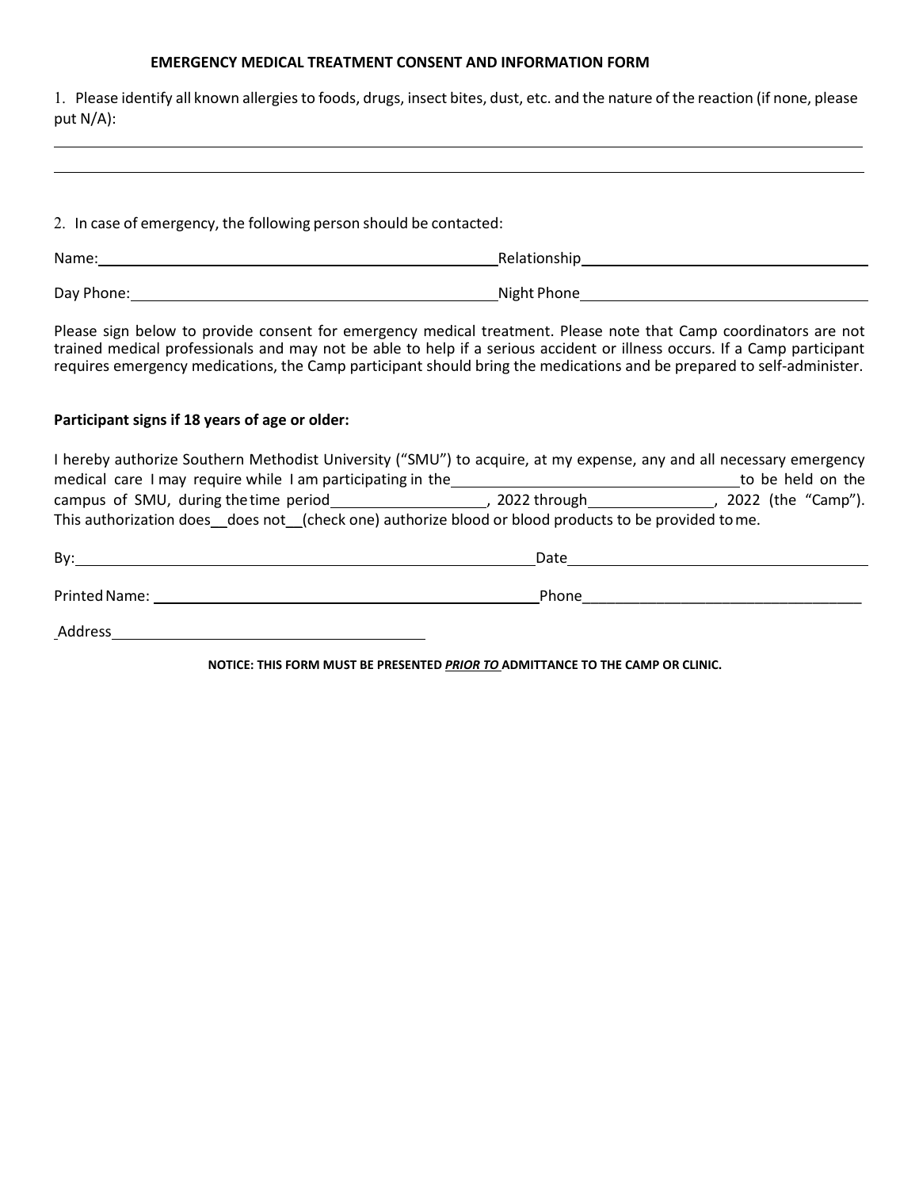**EMERGENCY MEDICAL TREATMENT CONSENT AND INFORMATION FORM**

1. Please identify all known allergies to foods, drugs, insect bites, dust, etc. and the nature of the reaction (if none, please put N/A):

______________________________________________________________________________

______________________________________________________________________________

2. In case of emergency, the following person should be contacted:

Name:____________________________________________ Relationship________________________________

Day Phone:_______________________________________ Night Phone_________________________________

Please sign below to provide consent for emergency medical treatment. Please note that Camp coordinators are not trained medical professionals and may not be able to help if a serious accident or illness occurs. If a Camp participant requires emergency medications, the Camp participant should bring the medications and be prepared to self-administer.

**Participant signs if 18 years of age or older:**

I hereby authorize Southern Methodist University ("SMU") to acquire, at my expense, any and all necessary emergency medical care I may require while I am participating in the________________________________ to be held on the campus of SMU, during the time period__________________, 2022 through_______________, 2022 (the "Camp"). This authorization does__does not__(check one) authorize blood or blood products to be provided to me.

By:______________________________________________________ Date___________________________________

Printed Name: _____________________________________________ Phone__________________________________

Address_____________________________________

**NOTICE: THIS FORM MUST BE PRESENTED *PRIOR TO* ADMITTANCE TO THE CAMP OR CLINIC.**